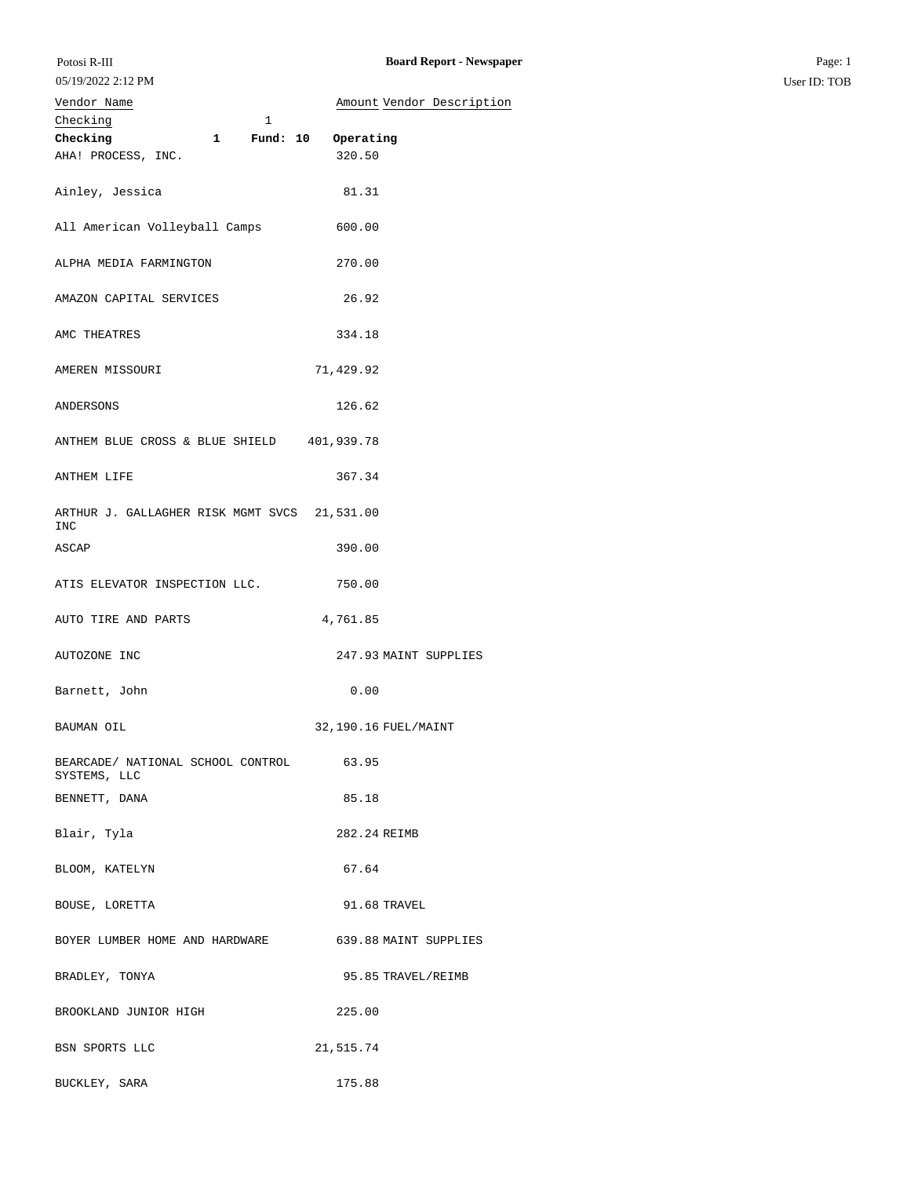| Vendor Name | Amount | Vendor Description |
|---|---|---|
| Checking 1 | | |
| **Checking 1 Fund: 10** | **Operating** | |
| AHA! PROCESS, INC. | 320.50 | |
| Ainley, Jessica | 81.31 | |
| All American Volleyball Camps | 600.00 | |
| ALPHA MEDIA FARMINGTON | 270.00 | |
| AMAZON CAPITAL SERVICES | 26.92 | |
| AMC THEATRES | 334.18 | |
| AMEREN MISSOURI | 71,429.92 | |
| ANDERSONS | 126.62 | |
| ANTHEM BLUE CROSS & BLUE SHIELD | 401,939.78 | |
| ANTHEM LIFE | 367.34 | |
| ARTHUR J. GALLAGHER RISK MGMT SVCS INC | 21,531.00 | |
| ASCAP | 390.00 | |
| ATIS ELEVATOR INSPECTION LLC. | 750.00 | |
| AUTO TIRE AND PARTS | 4,761.85 | |
| AUTOZONE INC | 247.93 | MAINT SUPPLIES |
| Barnett, John | 0.00 | |
| BAUMAN OIL | 32,190.16 | FUEL/MAINT |
| BEARCADE/ NATIONAL SCHOOL CONTROL SYSTEMS, LLC | 63.95 | |
| BENNETT, DANA | 85.18 | |
| Blair, Tyla | 282.24 | REIMB |
| BLOOM, KATELYN | 67.64 | |
| BOUSE, LORETTA | 91.68 | TRAVEL |
| BOYER LUMBER HOME AND HARDWARE | 639.88 | MAINT SUPPLIES |
| BRADLEY, TONYA | 95.85 | TRAVEL/REIMB |
| BROOKLAND JUNIOR HIGH | 225.00 | |
| BSN SPORTS LLC | 21,515.74 | |
| BUCKLEY, SARA | 175.88 | |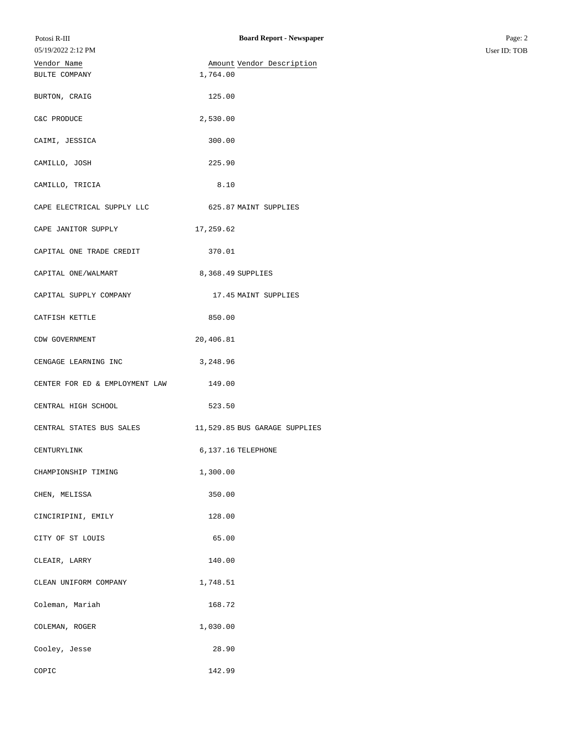| Vendor Name | Amount | Vendor Description |
|---|---|---|
| BULTE COMPANY | 1,764.00 | |
| BURTON, CRAIG | 125.00 | |
| C&C PRODUCE | 2,530.00 | |
| CAIMI, JESSICA | 300.00 | |
| CAMILLO, JOSH | 225.90 | |
| CAMILLO, TRICIA | 8.10 | |
| CAPE ELECTRICAL SUPPLY LLC | 625.87 | MAINT SUPPLIES |
| CAPE JANITOR SUPPLY | 17,259.62 | |
| CAPITAL ONE TRADE CREDIT | 370.01 | |
| CAPITAL ONE/WALMART | 8,368.49 | SUPPLIES |
| CAPITAL SUPPLY COMPANY | 17.45 | MAINT SUPPLIES |
| CATFISH KETTLE | 850.00 | |
| CDW GOVERNMENT | 20,406.81 | |
| CENGAGE LEARNING INC | 3,248.96 | |
| CENTER FOR ED & EMPLOYMENT LAW | 149.00 | |
| CENTRAL HIGH SCHOOL | 523.50 | |
| CENTRAL STATES BUS SALES | 11,529.85 | BUS GARAGE SUPPLIES |
| CENTURYLINK | 6,137.16 | TELEPHONE |
| CHAMPIONSHIP TIMING | 1,300.00 | |
| CHEN, MELISSA | 350.00 | |
| CINCIRIPINI, EMILY | 128.00 | |
| CITY OF ST LOUIS | 65.00 | |
| CLEAIR, LARRY | 140.00 | |
| CLEAN UNIFORM COMPANY | 1,748.51 | |
| Coleman, Mariah | 168.72 | |
| COLEMAN, ROGER | 1,030.00 | |
| Cooley, Jesse | 28.90 | |
| COPIC | 142.99 | |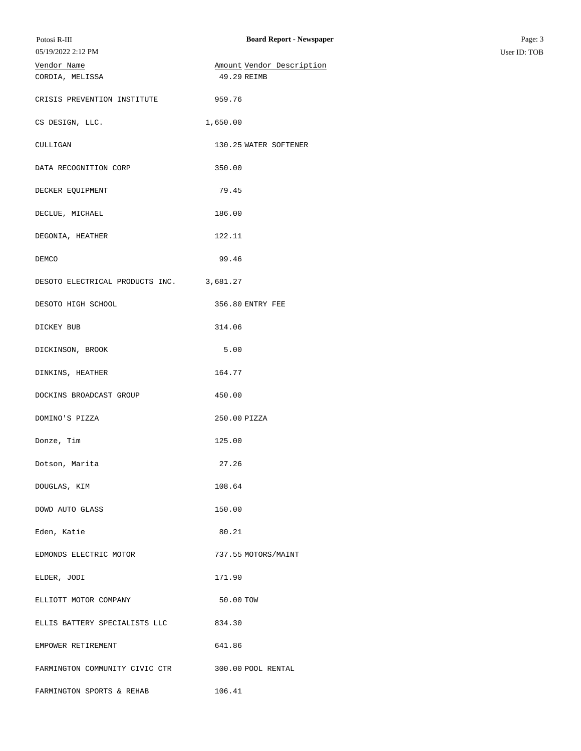| Vendor Name | Amount | Vendor Description |
|---|---|---|
| CORDIA, MELISSA | 49.29 | REIMB |
| CRISIS PREVENTION INSTITUTE | 959.76 | |
| CS DESIGN, LLC. | 1,650.00 | |
| CULLIGAN | 130.25 | WATER SOFTENER |
| DATA RECOGNITION CORP | 350.00 | |
| DECKER EQUIPMENT | 79.45 | |
| DECLUE, MICHAEL | 186.00 | |
| DEGONIA, HEATHER | 122.11 | |
| DEMCO | 99.46 | |
| DESOTO ELECTRICAL PRODUCTS INC. | 3,681.27 | |
| DESOTO HIGH SCHOOL | 356.80 | ENTRY FEE |
| DICKEY BUB | 314.06 | |
| DICKINSON, BROOK | 5.00 | |
| DINKINS, HEATHER | 164.77 | |
| DOCKINS BROADCAST GROUP | 450.00 | |
| DOMINO'S PIZZA | 250.00 | PIZZA |
| Donze, Tim | 125.00 | |
| Dotson, Marita | 27.26 | |
| DOUGLAS, KIM | 108.64 | |
| DOWD AUTO GLASS | 150.00 | |
| Eden, Katie | 80.21 | |
| EDMONDS ELECTRIC MOTOR | 737.55 | MOTORS/MAINT |
| ELDER, JODI | 171.90 | |
| ELLIOTT MOTOR COMPANY | 50.00 | TOW |
| ELLIS BATTERY SPECIALISTS LLC | 834.30 | |
| EMPOWER RETIREMENT | 641.86 | |
| FARMINGTON COMMUNITY CIVIC CTR | 300.00 | POOL RENTAL |
| FARMINGTON SPORTS & REHAB | 106.41 | |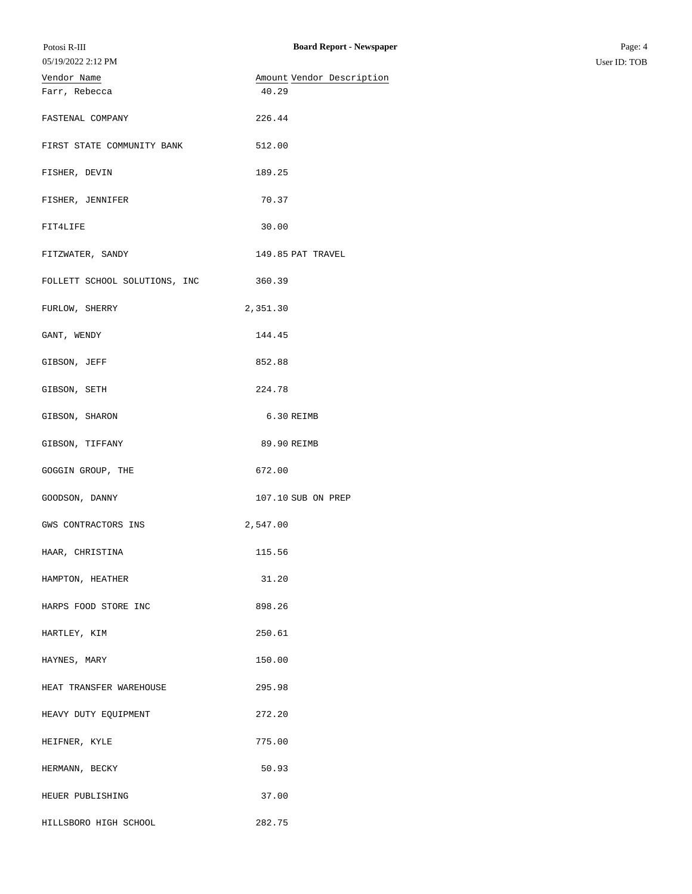| Vendor Name | Amount | Vendor Description |
|---|---|---|
| Farr, Rebecca | 40.29 | |
| FASTENAL COMPANY | 226.44 | |
| FIRST STATE COMMUNITY BANK | 512.00 | |
| FISHER, DEVIN | 189.25 | |
| FISHER, JENNIFER | 70.37 | |
| FIT4LIFE | 30.00 | |
| FITZWATER, SANDY | 149.85 | PAT TRAVEL |
| FOLLETT SCHOOL SOLUTIONS, INC | 360.39 | |
| FURLOW, SHERRY | 2,351.30 | |
| GANT, WENDY | 144.45 | |
| GIBSON, JEFF | 852.88 | |
| GIBSON, SETH | 224.78 | |
| GIBSON, SHARON | 6.30 | REIMB |
| GIBSON, TIFFANY | 89.90 | REIMB |
| GOGGIN GROUP, THE | 672.00 | |
| GOODSON, DANNY | 107.10 | SUB ON PREP |
| GWS CONTRACTORS INS | 2,547.00 | |
| HAAR, CHRISTINA | 115.56 | |
| HAMPTON, HEATHER | 31.20 | |
| HARPS FOOD STORE INC | 898.26 | |
| HARTLEY, KIM | 250.61 | |
| HAYNES, MARY | 150.00 | |
| HEAT TRANSFER WAREHOUSE | 295.98 | |
| HEAVY DUTY EQUIPMENT | 272.20 | |
| HEIFNER, KYLE | 775.00 | |
| HERMANN, BECKY | 50.93 | |
| HEUER PUBLISHING | 37.00 | |
| HILLSBORO HIGH SCHOOL | 282.75 | |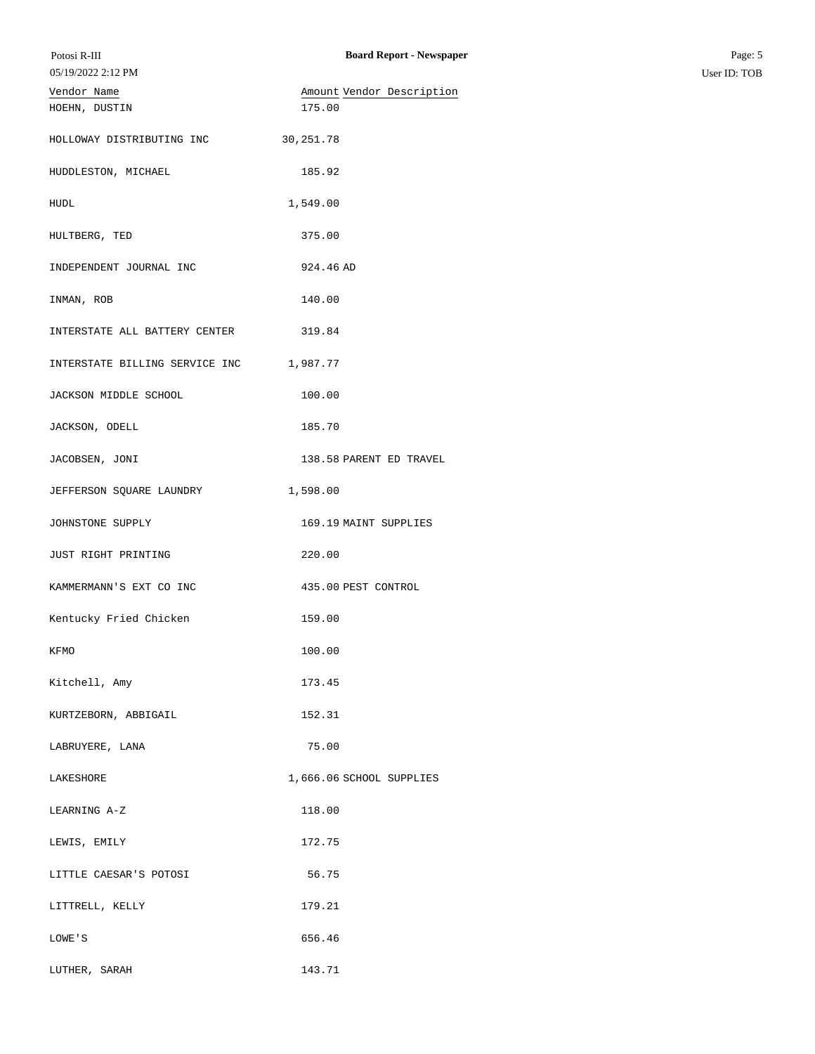| Vendor Name | Amount | Vendor Description |
|---|---|---|
| HOEHN, DUSTIN | 175.00 | |
| HOLLOWAY DISTRIBUTING INC | 30,251.78 | |
| HUDDLESTON, MICHAEL | 185.92 | |
| HUDL | 1,549.00 | |
| HULTBERG, TED | 375.00 | |
| INDEPENDENT JOURNAL INC | 924.46 | AD |
| INMAN, ROB | 140.00 | |
| INTERSTATE ALL BATTERY CENTER | 319.84 | |
| INTERSTATE BILLING SERVICE INC | 1,987.77 | |
| JACKSON MIDDLE SCHOOL | 100.00 | |
| JACKSON, ODELL | 185.70 | |
| JACOBSEN, JONI | 138.58 | PARENT ED TRAVEL |
| JEFFERSON SQUARE LAUNDRY | 1,598.00 | |
| JOHNSTONE SUPPLY | 169.19 | MAINT SUPPLIES |
| JUST RIGHT PRINTING | 220.00 | |
| KAMMERMANN'S EXT CO INC | 435.00 | PEST CONTROL |
| Kentucky Fried Chicken | 159.00 | |
| KFMO | 100.00 | |
| Kitchell, Amy | 173.45 | |
| KURTZEBORN, ABBIGAIL | 152.31 | |
| LABRUYERE, LANA | 75.00 | |
| LAKESHORE | 1,666.06 | SCHOOL SUPPLIES |
| LEARNING A-Z | 118.00 | |
| LEWIS, EMILY | 172.75 | |
| LITTLE CAESAR'S POTOSI | 56.75 | |
| LITTRELL, KELLY | 179.21 | |
| LOWE'S | 656.46 | |
| LUTHER, SARAH | 143.71 | |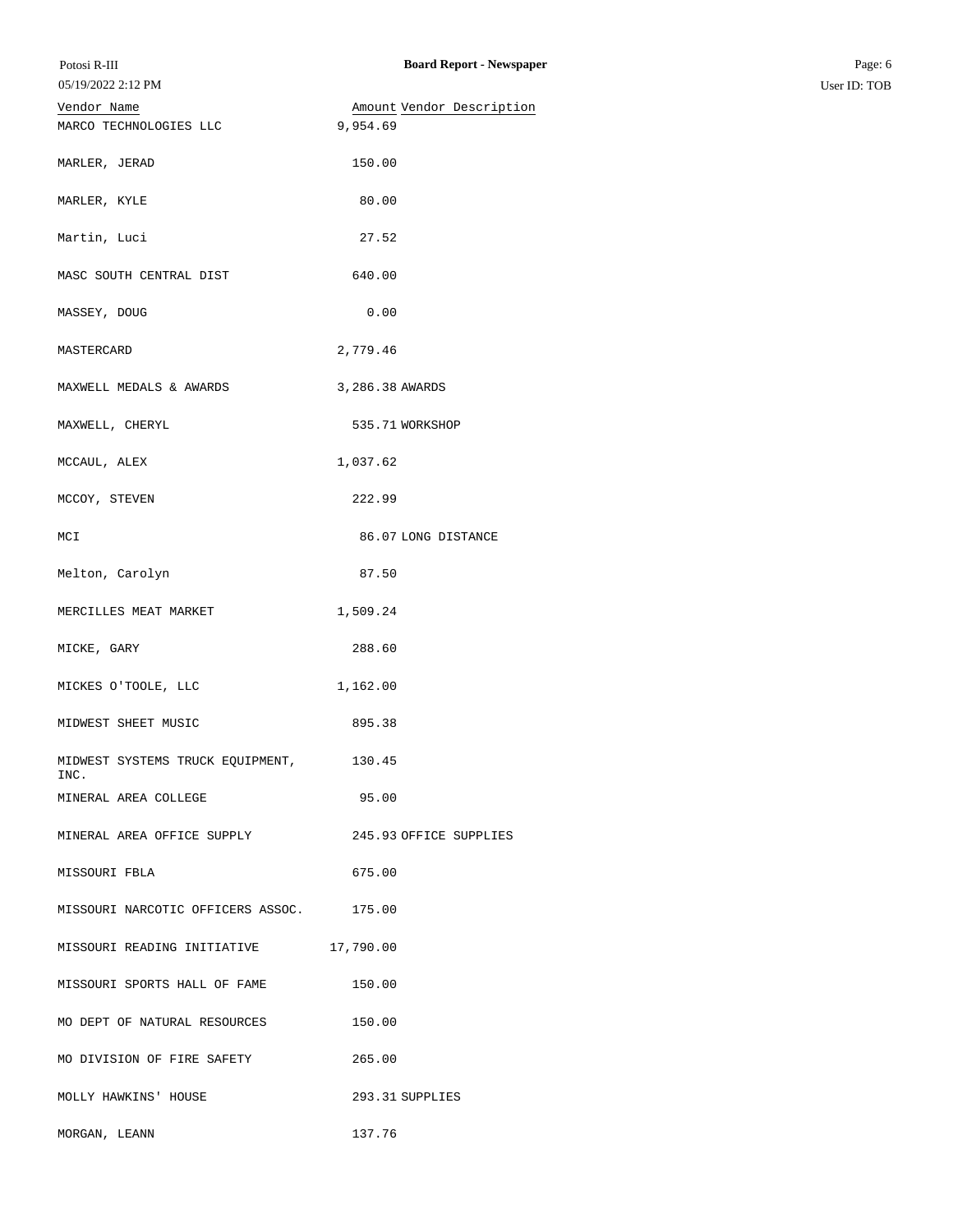| Vendor Name | Amount | Vendor Description |
| --- | --- | --- |
| MARCO TECHNOLOGIES LLC | 9,954.69 | |
| MARLER, JERAD | 150.00 | |
| MARLER, KYLE | 80.00 | |
| Martin, Luci | 27.52 | |
| MASC SOUTH CENTRAL DIST | 640.00 | |
| MASSEY, DOUG | 0.00 | |
| MASTERCARD | 2,779.46 | |
| MAXWELL MEDALS & AWARDS | 3,286.38 | AWARDS |
| MAXWELL, CHERYL | 535.71 | WORKSHOP |
| MCCAUL, ALEX | 1,037.62 | |
| MCCOY, STEVEN | 222.99 | |
| MCI | 86.07 | LONG DISTANCE |
| Melton, Carolyn | 87.50 | |
| MERCILLES MEAT MARKET | 1,509.24 | |
| MICKE, GARY | 288.60 | |
| MICKES O'TOOLE, LLC | 1,162.00 | |
| MIDWEST SHEET MUSIC | 895.38 | |
| MIDWEST SYSTEMS TRUCK EQUIPMENT, INC. | 130.45 | |
| MINERAL AREA COLLEGE | 95.00 | |
| MINERAL AREA OFFICE SUPPLY | 245.93 | OFFICE SUPPLIES |
| MISSOURI FBLA | 675.00 | |
| MISSOURI NARCOTIC OFFICERS ASSOC. | 175.00 | |
| MISSOURI READING INITIATIVE | 17,790.00 | |
| MISSOURI SPORTS HALL OF FAME | 150.00 | |
| MO DEPT OF NATURAL RESOURCES | 150.00 | |
| MO DIVISION OF FIRE SAFETY | 265.00 | |
| MOLLY HAWKINS' HOUSE | 293.31 | SUPPLIES |
| MORGAN, LEANN | 137.76 | |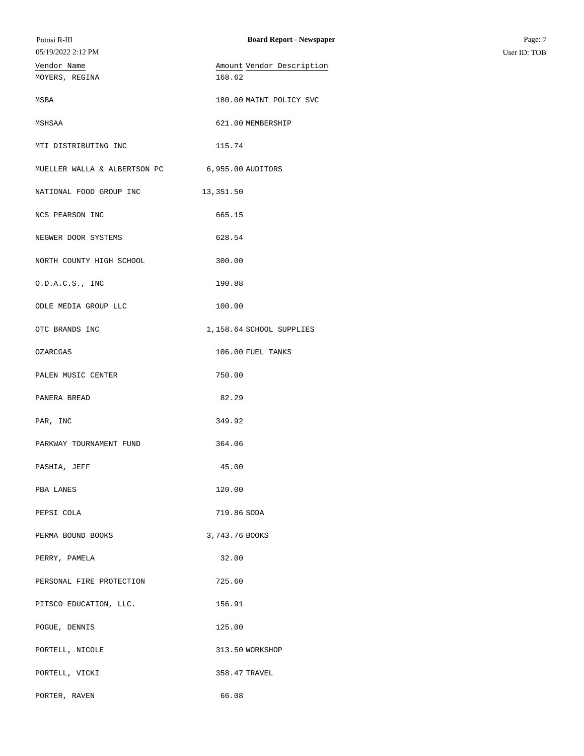| Vendor Name | Amount | Vendor Description |
|---|---|---|
| MOYERS, REGINA | 168.62 | |
| MSBA | 180.00 | MAINT POLICY SVC |
| MSHSAA | 621.00 | MEMBERSHIP |
| MTI DISTRIBUTING INC | 115.74 | |
| MUELLER WALLA & ALBERTSON PC | 6,955.00 | AUDITORS |
| NATIONAL FOOD GROUP INC | 13,351.50 | |
| NCS PEARSON INC | 665.15 | |
| NEGWER DOOR SYSTEMS | 628.54 | |
| NORTH COUNTY HIGH SCHOOL | 300.00 | |
| O.D.A.C.S., INC | 190.88 | |
| ODLE MEDIA GROUP LLC | 100.00 | |
| OTC BRANDS INC | 1,158.64 | SCHOOL SUPPLIES |
| OZARCGAS | 106.00 | FUEL TANKS |
| PALEN MUSIC CENTER | 750.00 | |
| PANERA BREAD | 82.29 | |
| PAR, INC | 349.92 | |
| PARKWAY TOURNAMENT FUND | 364.06 | |
| PASHIA, JEFF | 45.00 | |
| PBA LANES | 120.00 | |
| PEPSI COLA | 719.86 | SODA |
| PERMA BOUND BOOKS | 3,743.76 | BOOKS |
| PERRY, PAMELA | 32.00 | |
| PERSONAL FIRE PROTECTION | 725.60 | |
| PITSCO EDUCATION, LLC. | 156.91 | |
| POGUE, DENNIS | 125.00 | |
| PORTELL, NICOLE | 313.50 | WORKSHOP |
| PORTELL, VICKI | 358.47 | TRAVEL |
| PORTER, RAVEN | 66.08 | |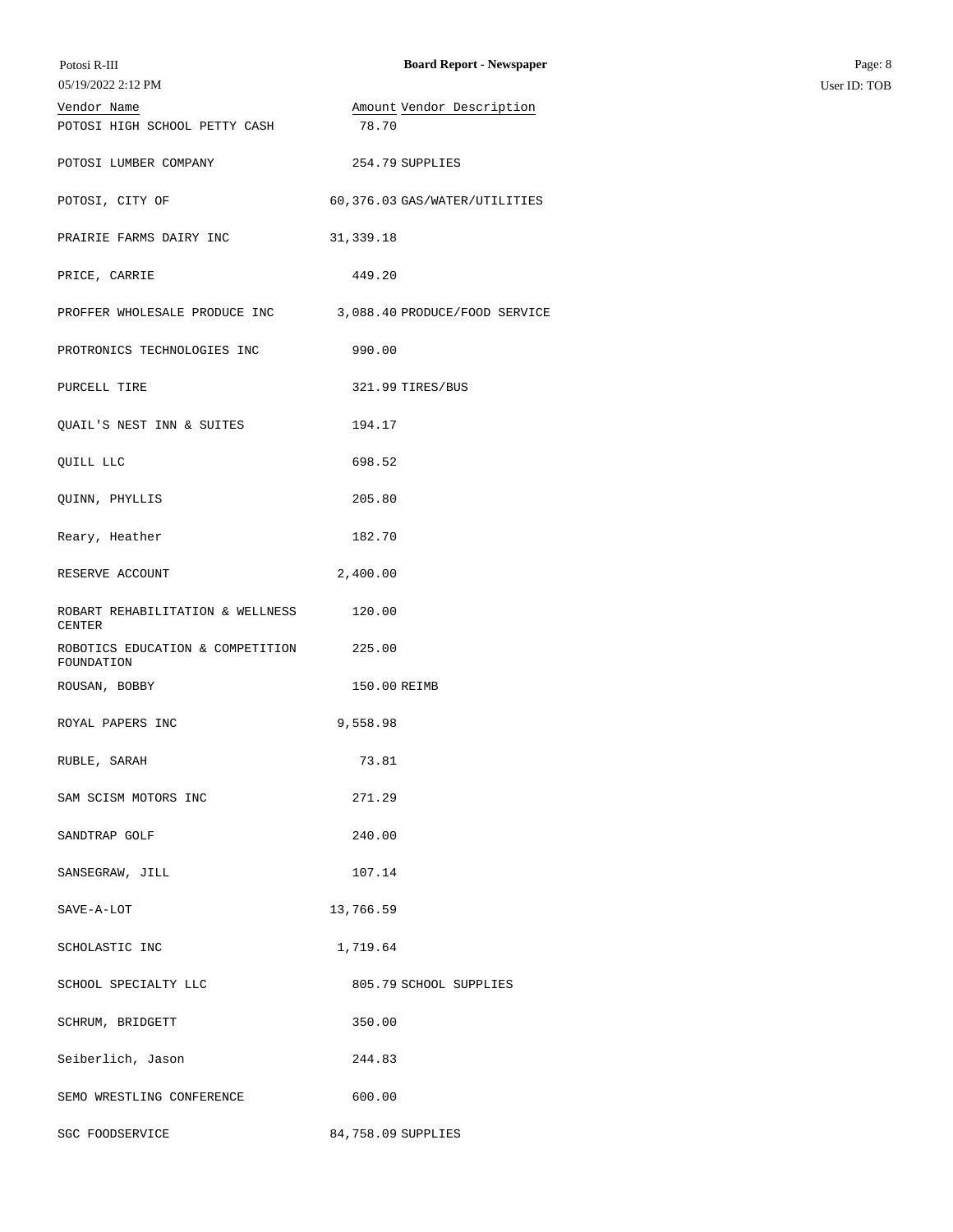| Vendor Name | Amount | Vendor Description |
|---|---|---|
| POTOSI HIGH SCHOOL PETTY CASH | 78.70 | |
| POTOSI LUMBER COMPANY | 254.79 | SUPPLIES |
| POTOSI, CITY OF | 60,376.03 | GAS/WATER/UTILITIES |
| PRAIRIE FARMS DAIRY INC | 31,339.18 | |
| PRICE, CARRIE | 449.20 | |
| PROFFER WHOLESALE PRODUCE INC | 3,088.40 | PRODUCE/FOOD SERVICE |
| PROTRONICS TECHNOLOGIES INC | 990.00 | |
| PURCELL TIRE | 321.99 | TIRES/BUS |
| QUAIL'S NEST INN & SUITES | 194.17 | |
| QUILL LLC | 698.52 | |
| QUINN, PHYLLIS | 205.80 | |
| Reary, Heather | 182.70 | |
| RESERVE ACCOUNT | 2,400.00 | |
| ROBART REHABILITATION & WELLNESS CENTER | 120.00 | |
| ROBOTICS EDUCATION & COMPETITION FOUNDATION | 225.00 | |
| ROUSAN, BOBBY | 150.00 | REIMB |
| ROYAL PAPERS INC | 9,558.98 | |
| RUBLE, SARAH | 73.81 | |
| SAM SCISM MOTORS INC | 271.29 | |
| SANDTRAP GOLF | 240.00 | |
| SANSEGRAW, JILL | 107.14 | |
| SAVE-A-LOT | 13,766.59 | |
| SCHOLASTIC INC | 1,719.64 | |
| SCHOOL SPECIALTY LLC | 805.79 | SCHOOL SUPPLIES |
| SCHRUM, BRIDGETT | 350.00 | |
| Seiberlich, Jason | 244.83 | |
| SEMO WRESTLING CONFERENCE | 600.00 | |
| SGC FOODSERVICE | 84,758.09 | SUPPLIES |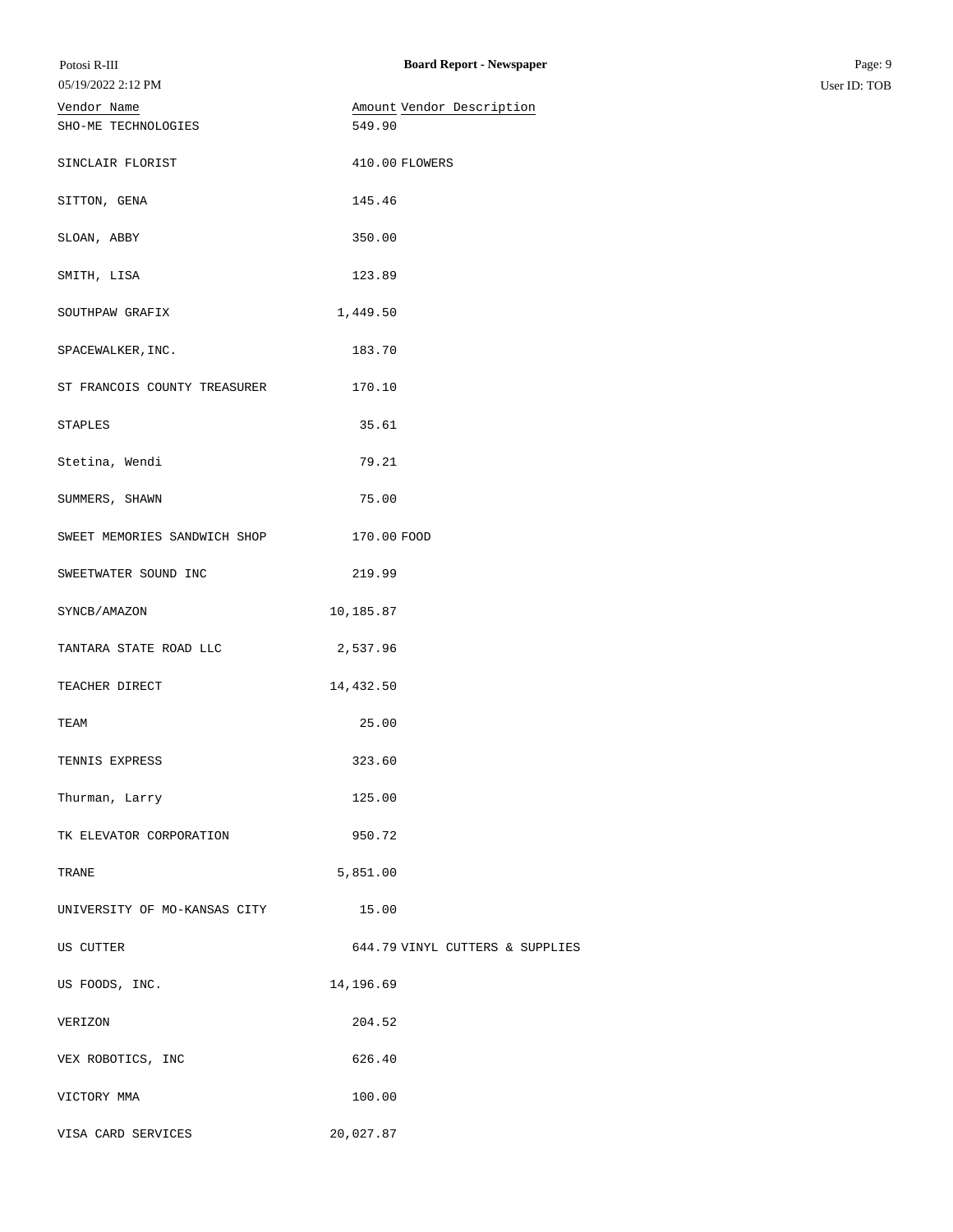| Vendor Name | Amount | Vendor Description |
| --- | --- | --- |
| SHO-ME TECHNOLOGIES | 549.90 | |
| SINCLAIR FLORIST | 410.00 | FLOWERS |
| SITTON, GENA | 145.46 | |
| SLOAN, ABBY | 350.00 | |
| SMITH, LISA | 123.89 | |
| SOUTHPAW GRAFIX | 1,449.50 | |
| SPACEWALKER,INC. | 183.70 | |
| ST FRANCOIS COUNTY TREASURER | 170.10 | |
| STAPLES | 35.61 | |
| Stetina, Wendi | 79.21 | |
| SUMMERS, SHAWN | 75.00 | |
| SWEET MEMORIES SANDWICH SHOP | 170.00 | FOOD |
| SWEETWATER SOUND INC | 219.99 | |
| SYNCB/AMAZON | 10,185.87 | |
| TANTARA STATE ROAD LLC | 2,537.96 | |
| TEACHER DIRECT | 14,432.50 | |
| TEAM | 25.00 | |
| TENNIS EXPRESS | 323.60 | |
| Thurman, Larry | 125.00 | |
| TK ELEVATOR CORPORATION | 950.72 | |
| TRANE | 5,851.00 | |
| UNIVERSITY OF MO-KANSAS CITY | 15.00 | |
| US CUTTER | 644.79 | VINYL CUTTERS & SUPPLIES |
| US FOODS, INC. | 14,196.69 | |
| VERIZON | 204.52 | |
| VEX ROBOTICS, INC | 626.40 | |
| VICTORY MMA | 100.00 | |
| VISA CARD SERVICES | 20,027.87 | |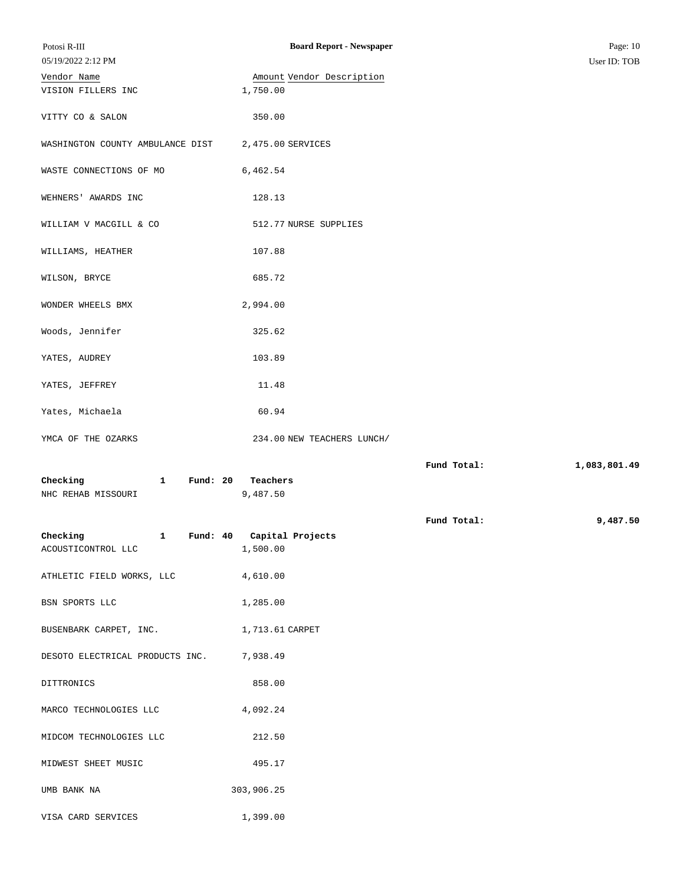| Vendor Name | Amount | Vendor Description | | |
|---|---|---|---|---|
| VISION FILLERS INC | 1,750.00 | | | |
| VITTY CO & SALON | 350.00 | | | |
| WASHINGTON COUNTY AMBULANCE DIST | 2,475.00 | SERVICES | | |
| WASTE CONNECTIONS OF MO | 6,462.54 | | | |
| WEHNERS' AWARDS INC | 128.13 | | | |
| WILLIAM V MACGILL & CO | 512.77 | NURSE SUPPLIES | | |
| WILLIAMS, HEATHER | 107.88 | | | |
| WILSON, BRYCE | 685.72 | | | |
| WONDER WHEELS BMX | 2,994.00 | | | |
| Woods, Jennifer | 325.62 | | | |
| YATES, AUDREY | 103.89 | | | |
| YATES, JEFFREY | 11.48 | | | |
| Yates, Michaela | 60.94 | | | |
| YMCA OF THE OZARKS | 234.00 | NEW TEACHERS LUNCH/ | | |
| | | | **Fund Total:** | **1,083,801.49** |
| **Checking 1 Fund: 20** | **Teachers** | | | |
| NHC REHAB MISSOURI | 9,487.50 | | | |
| | | | **Fund Total:** | **9,487.50** |
| **Checking 1 Fund: 40** | **Capital Projects** | | | |
| ACOUSTICONTROL LLC | 1,500.00 | | | |
| ATHLETIC FIELD WORKS, LLC | 4,610.00 | | | |
| BSN SPORTS LLC | 1,285.00 | | | |
| BUSENBARK CARPET, INC. | 1,713.61 | CARPET | | |
| DESOTO ELECTRICAL PRODUCTS INC. | 7,938.49 | | | |
| DITTRONICS | 858.00 | | | |
| MARCO TECHNOLOGIES LLC | 4,092.24 | | | |
| MIDCOM TECHNOLOGIES LLC | 212.50 | | | |
| MIDWEST SHEET MUSIC | 495.17 | | | |
| UMB BANK NA | 303,906.25 | | | |
| VISA CARD SERVICES | 1,399.00 | | | |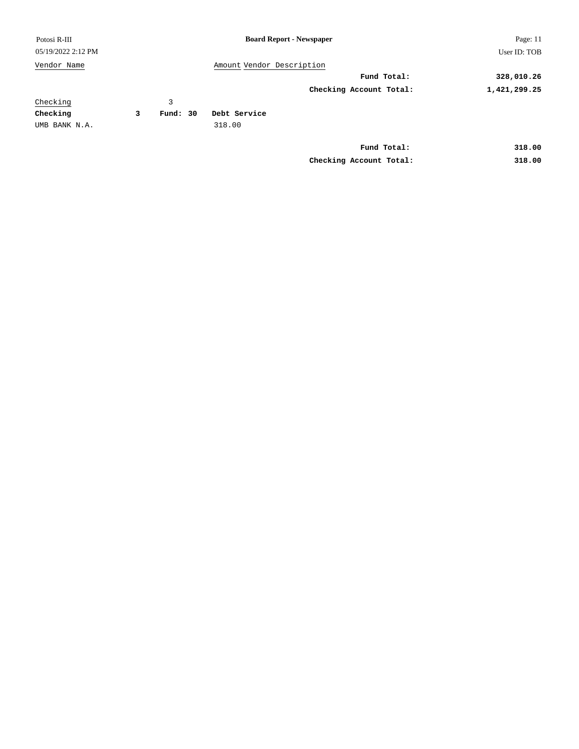| Vendor Name | | | Amount | Vendor Description | |
|---|---|---|---|---|---|
| | | | | **Fund Total:** | **328,010.26** |
| | | | | **Checking Account Total:** | **1,421,299.25** |
| Checking | | 3 | | | |
| **Checking** | **3** | **Fund: 30** | **Debt Service** | | |
| UMB BANK N.A. | | | 318.00 | | |
| | | | | **Fund Total:** | **318.00** |
| | | | | **Checking Account Total:** | **318.00** |